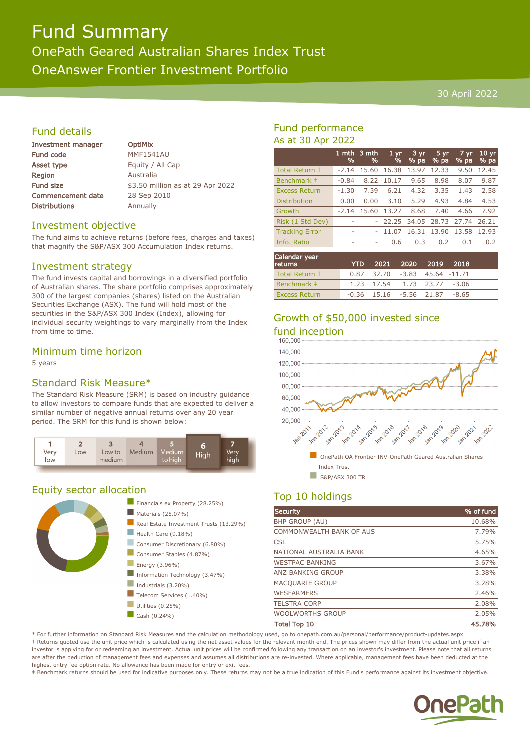# Fund Summary

## OnePath Geared Australian Shares Index Trust

## OneAnswer Frontier Investment Portfolio

30 April 2022

## Fund details

| | |
|---|---|
| Investment manager | OptiMix |
| Fund code | MMF1541AU |
| Asset type | Equity / All Cap |
| Region | Australia |
| Fund size | $3.50 million as at 29 Apr 2022 |
| Commencement date | 28 Sep 2010 |
| Distributions | Annually |

## Investment objective

The fund aims to achieve returns (before fees, charges and taxes) that magnify the S&P/ASX 300 Accumulation Index returns.

## Investment strategy

The fund invests capital and borrowings in a diversified portfolio of Australian shares. The share portfolio comprises approximately 300 of the largest companies (shares) listed on the Australian Securities Exchange (ASX). The fund will hold most of the securities in the S&P/ASX 300 Index (Index), allowing for individual security weightings to vary marginally from the Index from time to time.

## Minimum time horizon

5 years

## Standard Risk Measure*

The Standard Risk Measure (SRM) is based on industry guidance to allow investors to compare funds that are expected to deliver a similar number of negative annual returns over any 20 year period. The SRM for this fund is shown below:

| 1 | 2 | 3 | 4 | 5 | 6 | 7 |
|---|---|---|---|---|---|---|
| Very low | Low | Low to medium | Medium | Medium to high | **High** | Very high |

## Equity sector allocation

- Financials ex Property (28.25%)
- Materials (25.07%)
- Real Estate Investment Trusts (13.29%)
- Health Care (9.18%)
- Consumer Discretionary (6.80%)
- Consumer Staples (4.87%)
- Energy (3.96%)
- Information Technology (3.47%)
- Industrials (3.20%)
- Telecom Services (1.40%)
- Utilities (0.25%)
- Cash (0.24%)

## Fund performance

As at 30 Apr 2022

| | 1 mth % | 3 mth % | 1 yr % | 3 yr % pa | 5 yr % pa | 7 yr % pa | 10 yr % pa |
|---|---|---|---|---|---|---|---|
| Total Return † | -2.14 | 15.60 | 16.38 | 13.97 | 12.33 | 9.50 | 12.45 |
| Benchmark ‡ | -0.84 | 8.22 | 10.17 | 9.65 | 8.98 | 8.07 | 9.87 |
| Excess Return | -1.30 | 7.39 | 6.21 | 4.32 | 3.35 | 1.43 | 2.58 |
| Distribution | 0.00 | 0.00 | 3.10 | 5.29 | 4.93 | 4.84 | 4.53 |
| Growth | -2.14 | 15.60 | 13.27 | 8.68 | 7.40 | 4.66 | 7.92 |
| Risk (1 Std Dev) | - | - | 22.25 | 34.05 | 28.73 | 27.74 | 26.21 |
| Tracking Error | - | - | 11.07 | 16.31 | 13.90 | 13.58 | 12.93 |
| Info. Ratio | - | - | 0.6 | 0.3 | 0.2 | 0.1 | 0.2 |

| Calendar year returns | YTD | 2021 | 2020 | 2019 | 2018 |
|---|---|---|---|---|---|
| Total Return † | 0.87 | 32.70 | -3.83 | 45.64 | -11.71 |
| Benchmark ‡ | 1.23 | 17.54 | 1.73 | 23.77 | -3.06 |
| Excess Return | -0.36 | 15.16 | -5.56 | 21.87 | -8.65 |

## Growth of $50,000 invested since fund inception

- OnePath OA Frontier INV-OnePath Geared Australian Shares Index Trust
- S&P/ASX 300 TR

## Top 10 holdings

| Security | % of fund |
|---|---|
| BHP GROUP (AU) | 10.68% |
| COMMONWEALTH BANK OF AUS | 7.79% |
| CSL | 5.75% |
| NATIONAL AUSTRALIA BANK | 4.65% |
| WESTPAC BANKING | 3.67% |
| ANZ BANKING GROUP | 3.38% |
| MACQUARIE GROUP | 3.28% |
| WESFARMERS | 2.46% |
| TELSTRA CORP | 2.08% |
| WOOLWORTHS GROUP | 2.05% |
| **Total Top 10** | **45.78%** |

* For further information on Standard Risk Measures and the calculation methodology used, go to onepath.com.au/personal/performance/product-updates.aspx

† Returns quoted use the unit price which is calculated using the net asset values for the relevant month end. The prices shown may differ from the actual unit price if an investor is applying for or redeeming an investment. Actual unit prices will be confirmed following any transaction on an investor's investment. Please note that all returns are after the deduction of management fees and expenses and assumes all distributions are re-invested. Where applicable, management fees have been deducted at the highest entry fee option rate. No allowance has been made for entry or exit fees.

‡ Benchmark returns should be used for indicative purposes only. These returns may not be a true indication of this Fund's performance against its investment objective.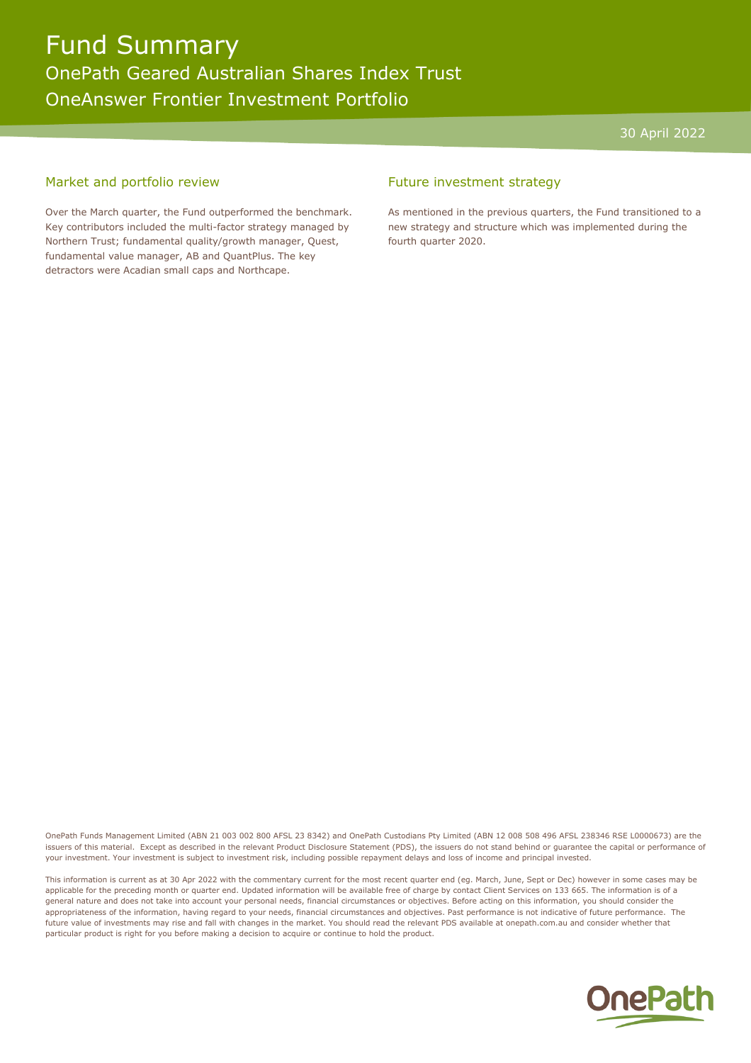# Fund Summary

## OnePath Geared Australian Shares Index Trust

## OneAnswer Frontier Investment Portfolio

30 April 2022

### Market and portfolio review

Over the March quarter, the Fund outperformed the benchmark. Key contributors included the multi-factor strategy managed by Northern Trust; fundamental quality/growth manager, Quest, fundamental value manager, AB and QuantPlus. The key detractors were Acadian small caps and Northcape.

### Future investment strategy

As mentioned in the previous quarters, the Fund transitioned to a new strategy and structure which was implemented during the fourth quarter 2020.

OnePath Funds Management Limited (ABN 21 003 002 800 AFSL 23 8342) and OnePath Custodians Pty Limited (ABN 12 008 508 496 AFSL 238346 RSE L0000673) are the issuers of this material. Except as described in the relevant Product Disclosure Statement (PDS), the issuers do not stand behind or guarantee the capital or performance of your investment. Your investment is subject to investment risk, including possible repayment delays and loss of income and principal invested.

This information is current as at 30 Apr 2022 with the commentary current for the most recent quarter end (eg. March, June, Sept or Dec) however in some cases may be applicable for the preceding month or quarter end. Updated information will be available free of charge by contact Client Services on 133 665. The information is of a general nature and does not take into account your personal needs, financial circumstances or objectives. Before acting on this information, you should consider the appropriateness of the information, having regard to your needs, financial circumstances and objectives. Past performance is not indicative of future performance. The future value of investments may rise and fall with changes in the market. You should read the relevant PDS available at onepath.com.au and consider whether that particular product is right for you before making a decision to acquire or continue to hold the product.

OnePath